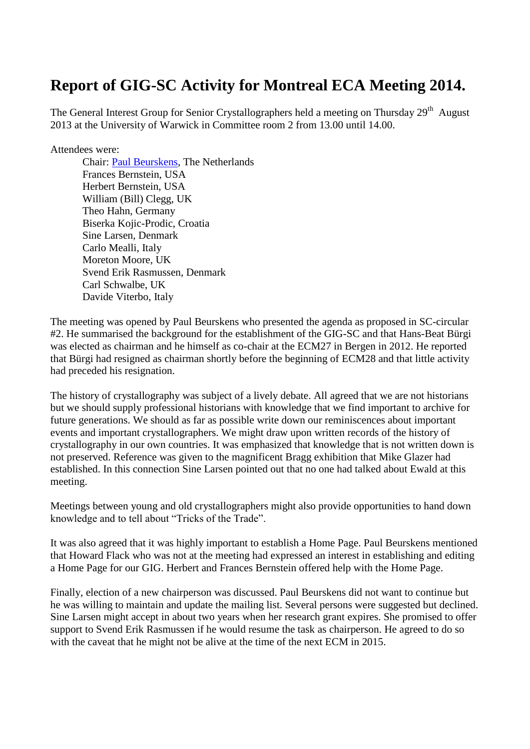# Report of GIG-SC Activity for Montreal ECA Meeting 2014.

The General Interest Group for Senior Crystallographers held a meeting on Thursday 29th August 2013 at the University of Warwick in Committee room 2 from 13.00 until 14.00.

Attendees were:

- Chair: [Paul Beurskens](#), The Netherlands
- Frances Bernstein, USA
- Herbert Bernstein, USA
- William (Bill) Clegg, UK
- Theo Hahn, Germany
- Biserka Kojic-Prodic, Croatia
- Sine Larsen, Denmark
- Carlo Mealli, Italy
- Moreton Moore, UK
- Svend Erik Rasmussen, Denmark
- Carl Schwalbe, UK
- Davide Viterbo, Italy

The meeting was opened by Paul Beurskens who presented the agenda as proposed in SC-circular #2. He summarised the background for the establishment of the GIG-SC and that Hans-Beat Bürgi was elected as chairman and he himself as co-chair at the ECM27 in Bergen in 2012. He reported that Bürgi had resigned as chairman shortly before the beginning of ECM28 and that little activity had preceded his resignation.

The history of crystallography was subject of a lively debate. All agreed that we are not historians but we should supply professional historians with knowledge that we find important to archive for future generations. We should as far as possible write down our reminiscences about important events and important crystallographers. We might draw upon written records of the history of crystallography in our own countries. It was emphasized that knowledge that is not written down is not preserved. Reference was given to the magnificent Bragg exhibition that Mike Glazer had established. In this connection Sine Larsen pointed out that no one had talked about Ewald at this meeting.

Meetings between young and old crystallographers might also provide opportunities to hand down knowledge and to tell about "Tricks of the Trade".

It was also agreed that it was highly important to establish a Home Page. Paul Beurskens mentioned that Howard Flack who was not at the meeting had expressed an interest in establishing and editing a Home Page for our GIG. Herbert and Frances Bernstein offered help with the Home Page.

Finally, election of a new chairperson was discussed. Paul Beurskens did not want to continue but he was willing to maintain and update the mailing list. Several persons were suggested but declined. Sine Larsen might accept in about two years when her research grant expires. She promised to offer support to Svend Erik Rasmussen if he would resume the task as chairperson. He agreed to do so with the caveat that he might not be alive at the time of the next ECM in 2015.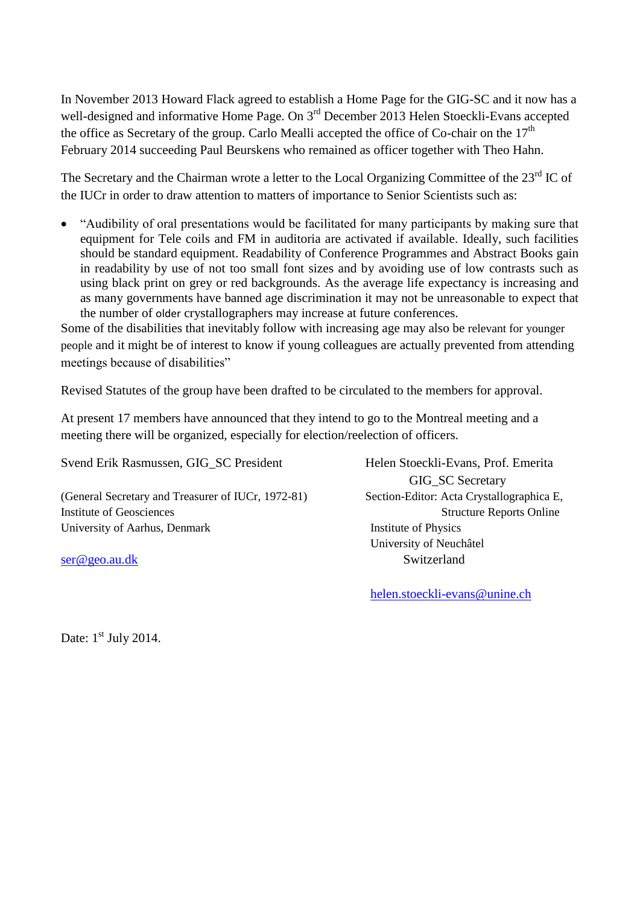In November 2013 Howard Flack agreed to establish a Home Page for the GIG-SC and it now has a well-designed and informative Home Page. On 3rd December 2013 Helen Stoeckli-Evans accepted the office as Secretary of the group. Carlo Mealli accepted the office of Co-chair on the 17th February 2014 succeeding Paul Beurskens who remained as officer together with Theo Hahn.

The Secretary and the Chairman wrote a letter to the Local Organizing Committee of the 23rd IC of the IUCr in order to draw attention to matters of importance to Senior Scientists such as:

- "Audibility of oral presentations would be facilitated for many participants by making sure that equipment for Tele coils and FM in auditoria are activated if available. Ideally, such facilities should be standard equipment. Readability of Conference Programmes and Abstract Books gain in readability by use of not too small font sizes and by avoiding use of low contrasts such as using black print on grey or red backgrounds. As the average life expectancy is increasing and as many governments have banned age discrimination it may not be unreasonable to expect that the number of older crystallographers may increase at future conferences.

Some of the disabilities that inevitably follow with increasing age may also be relevant for younger people and it might be of interest to know if young colleagues are actually prevented from attending meetings because of disabilities"

Revised Statutes of the group have been drafted to be circulated to the members for approval.

At present 17 members have announced that they intend to go to the Montreal meeting and a meeting there will be organized, especially for election/reelection of officers.

Svend Erik Rasmussen, GIG_SC President

(General Secretary and Treasurer of IUCr, 1972-81)
Institute of Geosciences
University of Aarhus, Denmark

ser@geo.au.dk

Helen Stoeckli-Evans, Prof. Emerita
GIG_SC Secretary
Section-Editor: Acta Crystallographica E, Structure Reports Online
Institute of Physics
University of Neuchâtel
Switzerland

helen.stoeckli-evans@unine.ch

Date: 1st July 2014.